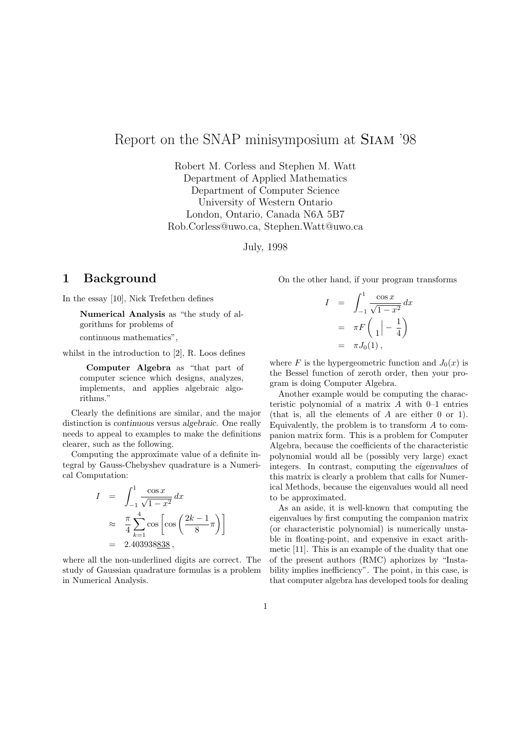# Report on the SNAP minisymposium at Siam '98

Robert M. Corless and Stephen M. Watt
Department of Applied Mathematics
Department of Computer Science
University of Western Ontario
London, Ontario, Canada N6A 5B7
Rob.Corless@uwo.ca, Stephen.Watt@uwo.ca

July, 1998

## 1 Background

In the essay [10], Nick Trefethen defines

> **Numerical Analysis** as "the study of algorithms for problems of continuous mathematics",

whilst in the introduction to [2], R. Loos defines

> **Computer Algebra** as "that part of computer science which designs, analyzes, implements, and applies algebraic algorithms."

Clearly the definitions are similar, and the major distinction is *continuous* versus *algebraic*. One really needs to appeal to examples to make the definitions clearer, such as the following.

Computing the approximate value of a definite integral by Gauss-Chebyshev quadrature is a Numerical Computation:

$$
\begin{aligned}
I &= \int_{-1}^{1} \frac{\cos x}{\sqrt{1-x^2}}\,dx \\
&\approx \frac{\pi}{4}\sum_{k=1}^{4} \cos\left[\cos\left(\frac{2k-1}{8}\pi\right)\right] \\
&= 2.403938\underline{838}\,,
\end{aligned}
$$

where all the non-underlined digits are correct. The study of Gaussian quadrature formulas is a problem in Numerical Analysis.

On the other hand, if your program transforms

$$
\begin{aligned}
I &= \int_{-1}^{1} \frac{\cos x}{\sqrt{1-x^2}}\,dx \\
&= \pi F\left( \,\, _{1} \middle| -\frac{1}{4}\right) \\
&= \pi J_0(1)\,,
\end{aligned}
$$

where $F$ is the hypergeometric function and $J_0(x)$ is the Bessel function of zeroth order, then your program is doing Computer Algebra.

Another example would be computing the characteristic polynomial of a matrix $A$ with 0–1 entries (that is, all the elements of $A$ are either 0 or 1). Equivalently, the problem is to transform $A$ to companion matrix form. This is a problem for Computer Algebra, because the coefficients of the characteristic polynomial would all be (possibly very large) exact integers. In contrast, computing the *eigenvalues* of this matrix is clearly a problem that calls for Numerical Methods, because the eigenvalues would all need to be approximated.

As an aside, it is well-known that computing the eigenvalues by first computing the companion matrix (or characteristic polynomial) is numerically unstable in floating-point, and expensive in exact arithmetic [11]. This is an example of the duality that one of the present authors (RMC) aphorizes by "Instability implies inefficiency". The point, in this case, is that computer algebra has developed tools for dealing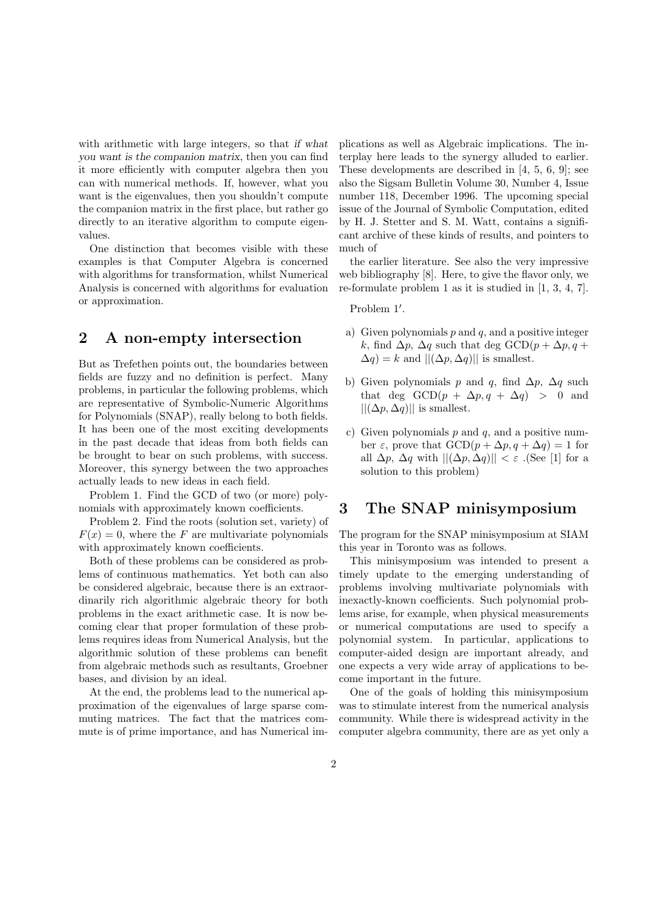with arithmetic with large integers, so that *if what you want is the companion matrix*, then you can find it more efficiently with computer algebra then you can with numerical methods. If, however, what you want is the eigenvalues, then you shouldn't compute the companion matrix in the first place, but rather go directly to an iterative algorithm to compute eigenvalues.

One distinction that becomes visible with these examples is that Computer Algebra is concerned with algorithms for transformation, whilst Numerical Analysis is concerned with algorithms for evaluation or approximation.

## 2 A non-empty intersection

But as Trefethen points out, the boundaries between fields are fuzzy and no definition is perfect. Many problems, in particular the following problems, which are representative of Symbolic-Numeric Algorithms for Polynomials (SNAP), really belong to both fields. It has been one of the most exciting developments in the past decade that ideas from both fields can be brought to bear on such problems, with success. Moreover, this synergy between the two approaches actually leads to new ideas in each field.

Problem 1. Find the GCD of two (or more) polynomials with approximately known coefficients.

Problem 2. Find the roots (solution set, variety) of $F(x) = 0$, where the $F$ are multivariate polynomials with approximately known coefficients.

Both of these problems can be considered as problems of continuous mathematics. Yet both can also be considered algebraic, because there is an extraordinarily rich algorithmic algebraic theory for both problems in the exact arithmetic case. It is now becoming clear that proper formulation of these problems requires ideas from Numerical Analysis, but the algorithmic solution of these problems can benefit from algebraic methods such as resultants, Groebner bases, and division by an ideal.

At the end, the problems lead to the numerical approximation of the eigenvalues of large sparse commuting matrices. The fact that the matrices commute is of prime importance, and has Numerical implications as well as Algebraic implications. The interplay here leads to the synergy alluded to earlier. These developments are described in [4, 5, 6, 9]; see also the Sigsam Bulletin Volume 30, Number 4, Issue number 118, December 1996. The upcoming special issue of the Journal of Symbolic Computation, edited by H. J. Stetter and S. M. Watt, contains a significant archive of these kinds of results, and pointers to much of

the earlier literature. See also the very impressive web bibliography [8]. Here, to give the flavor only, we re-formulate problem 1 as it is studied in [1, 3, 4, 7].

Problem $1'$.

a) Given polynomials $p$ and $q$, and a positive integer $k$, find $\Delta p$, $\Delta q$ such that deg $\mathrm{GCD}(p + \Delta p, q + \Delta q) = k$ and $||(\Delta p, \Delta q)||$ is smallest.

b) Given polynomials $p$ and $q$, find $\Delta p$, $\Delta q$ such that deg $\mathrm{GCD}(p + \Delta p, q + \Delta q) > 0$ and $||(\Delta p, \Delta q)||$ is smallest.

c) Given polynomials $p$ and $q$, and a positive number $\varepsilon$, prove that $\mathrm{GCD}(p + \Delta p, q + \Delta q) = 1$ for all $\Delta p$, $\Delta q$ with $||(\Delta p, \Delta q)|| < \varepsilon$ .(See [1] for a solution to this problem)

## 3 The SNAP minisymposium

The program for the SNAP minisymposium at SIAM this year in Toronto was as follows.

This minisymposium was intended to present a timely update to the emerging understanding of problems involving multivariate polynomials with inexactly-known coefficients. Such polynomial problems arise, for example, when physical measurements or numerical computations are used to specify a polynomial system. In particular, applications to computer-aided design are important already, and one expects a very wide array of applications to become important in the future.

One of the goals of holding this minisymposium was to stimulate interest from the numerical analysis community. While there is widespread activity in the computer algebra community, there are as yet only a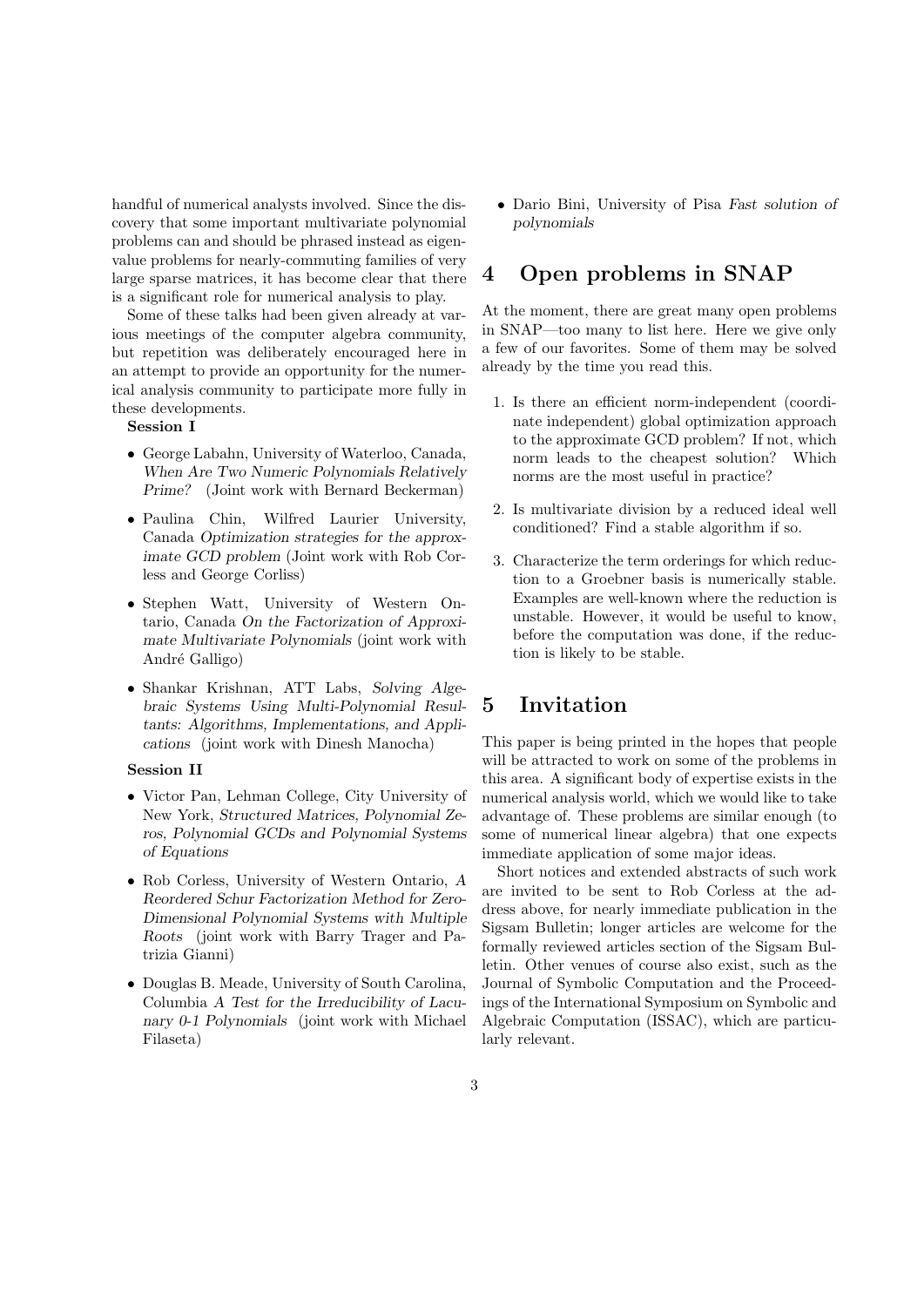handful of numerical analysts involved. Since the discovery that some important multivariate polynomial problems can and should be phrased instead as eigenvalue problems for nearly-commuting families of very large sparse matrices, it has become clear that there is a significant role for numerical analysis to play.

Some of these talks had been given already at various meetings of the computer algebra community, but repetition was deliberately encouraged here in an attempt to provide an opportunity for the numerical analysis community to participate more fully in these developments.

**Session I**

- George Labahn, University of Waterloo, Canada, *When Are Two Numeric Polynomials Relatively Prime?* (Joint work with Bernard Beckerman)
- Paulina Chin, Wilfred Laurier University, Canada *Optimization strategies for the approximate GCD problem* (Joint work with Rob Corless and George Corliss)
- Stephen Watt, University of Western Ontario, Canada *On the Factorization of Approximate Multivariate Polynomials* (joint work with André Galligo)
- Shankar Krishnan, ATT Labs, *Solving Algebraic Systems Using Multi-Polynomial Resultants: Algorithms, Implementations, and Applications* (joint work with Dinesh Manocha)

**Session II**

- Victor Pan, Lehman College, City University of New York, *Structured Matrices, Polynomial Zeros, Polynomial GCDs and Polynomial Systems of Equations*
- Rob Corless, University of Western Ontario, *A Reordered Schur Factorization Method for Zero-Dimensional Polynomial Systems with Multiple Roots* (joint work with Barry Trager and Patrizia Gianni)
- Douglas B. Meade, University of South Carolina, Columbia *A Test for the Irreducibility of Lacunary 0-1 Polynomials* (joint work with Michael Filaseta)
- Dario Bini, University of Pisa *Fast solution of polynomials*

## 4 Open problems in SNAP

At the moment, there are great many open problems in SNAP—too many to list here. Here we give only a few of our favorites. Some of them may be solved already by the time you read this.

1. Is there an efficient norm-independent (coordinate independent) global optimization approach to the approximate GCD problem? If not, which norm leads to the cheapest solution? Which norms are the most useful in practice?
2. Is multivariate division by a reduced ideal well conditioned? Find a stable algorithm if so.
3. Characterize the term orderings for which reduction to a Groebner basis is numerically stable. Examples are well-known where the reduction is unstable. However, it would be useful to know, before the computation was done, if the reduction is likely to be stable.

## 5 Invitation

This paper is being printed in the hopes that people will be attracted to work on some of the problems in this area. A significant body of expertise exists in the numerical analysis world, which we would like to take advantage of. These problems are similar enough (to some of numerical linear algebra) that one expects immediate application of some major ideas.

Short notices and extended abstracts of such work are invited to be sent to Rob Corless at the address above, for nearly immediate publication in the Sigsam Bulletin; longer articles are welcome for the formally reviewed articles section of the Sigsam Bulletin. Other venues of course also exist, such as the Journal of Symbolic Computation and the Proceedings of the International Symposium on Symbolic and Algebraic Computation (ISSAC), which are particularly relevant.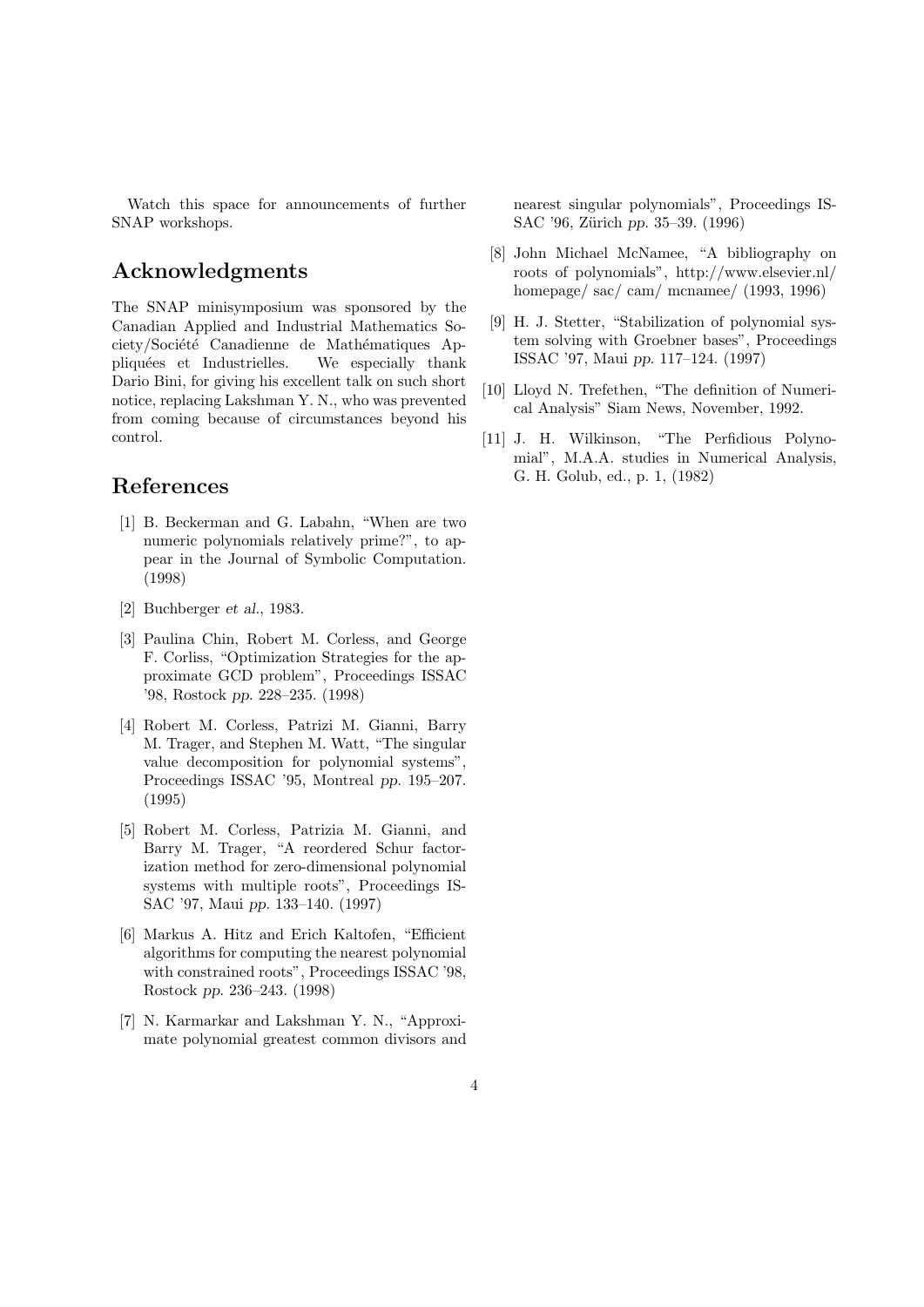Watch this space for announcements of further SNAP workshops.

## Acknowledgments

The SNAP minisymposium was sponsored by the Canadian Applied and Industrial Mathematics Society/Société Canadienne de Mathématiques Appliquées et Industrielles. We especially thank Dario Bini, for giving his excellent talk on such short notice, replacing Lakshman Y. N., who was prevented from coming because of circumstances beyond his control.

## References

[1] B. Beckerman and G. Labahn, "When are two numeric polynomials relatively prime?", to appear in the Journal of Symbolic Computation. (1998)

[2] Buchberger *et al.*, 1983.

[3] Paulina Chin, Robert M. Corless, and George F. Corliss, "Optimization Strategies for the approximate GCD problem", Proceedings ISSAC '98, Rostock *pp.* 228–235. (1998)

[4] Robert M. Corless, Patrizi M. Gianni, Barry M. Trager, and Stephen M. Watt, "The singular value decomposition for polynomial systems", Proceedings ISSAC '95, Montreal *pp.* 195–207. (1995)

[5] Robert M. Corless, Patrizia M. Gianni, and Barry M. Trager, "A reordered Schur factorization method for zero-dimensional polynomial systems with multiple roots", Proceedings ISSAC '97, Maui *pp.* 133–140. (1997)

[6] Markus A. Hitz and Erich Kaltofen, "Efficient algorithms for computing the nearest polynomial with constrained roots", Proceedings ISSAC '98, Rostock *pp.* 236–243. (1998)

[7] N. Karmarkar and Lakshman Y. N., "Approximate polynomial greatest common divisors and nearest singular polynomials", Proceedings ISSAC '96, Zürich *pp.* 35–39. (1996)

[8] John Michael McNamee, "A bibliography on roots of polynomials", http://www.elsevier.nl/homepage/ sac/ cam/ mcnamee/ (1993, 1996)

[9] H. J. Stetter, "Stabilization of polynomial system solving with Groebner bases", Proceedings ISSAC '97, Maui *pp.* 117–124. (1997)

[10] Lloyd N. Trefethen, "The definition of Numerical Analysis" Siam News, November, 1992.

[11] J. H. Wilkinson, "The Perfidious Polynomial", M.A.A. studies in Numerical Analysis, G. H. Golub, ed., p. 1, (1982)